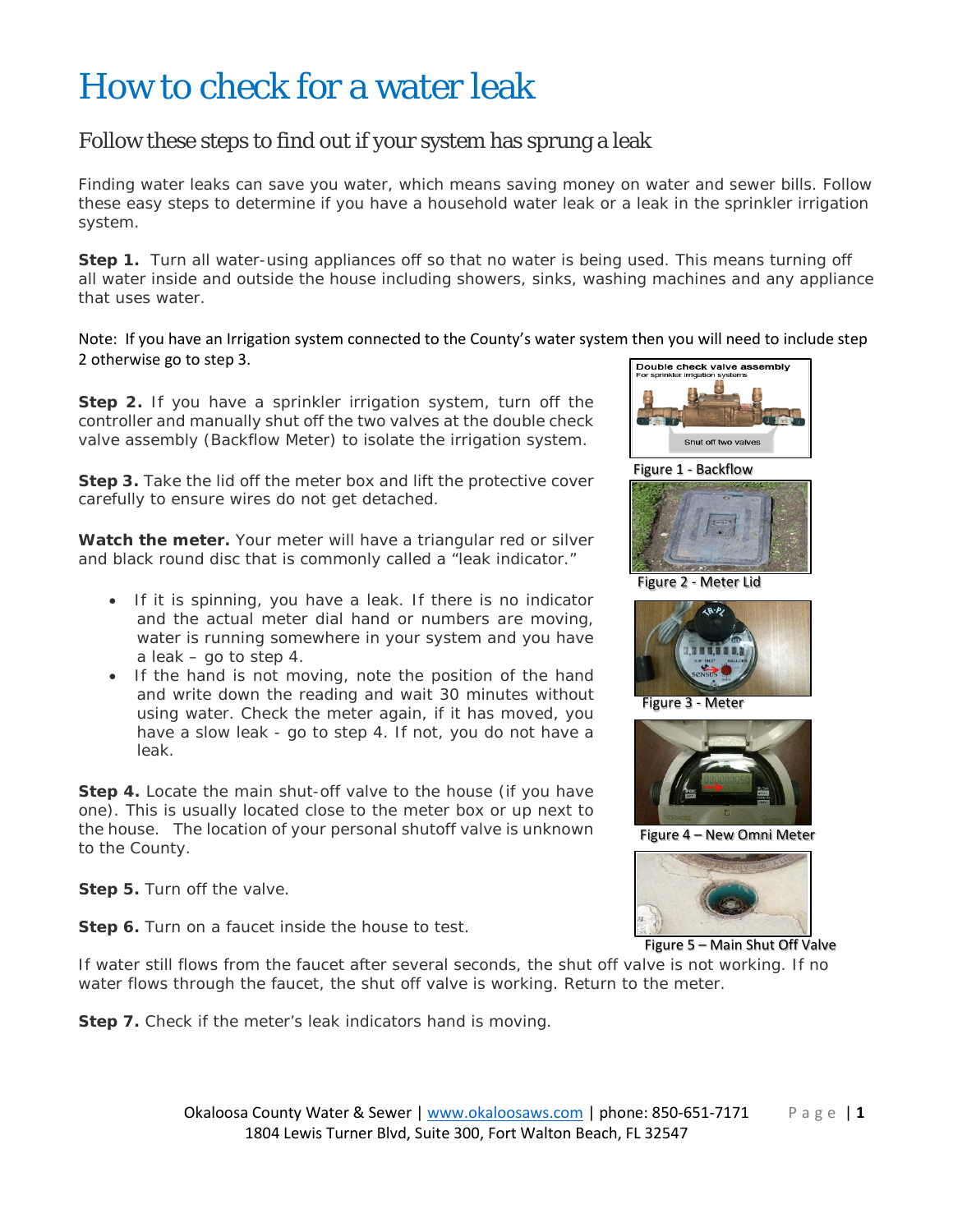# How to check for a water leak

## Follow these steps to find out if your system has sprung a leak

Finding water leaks can save you water, which means saving money on water and sewer bills. Follow these easy steps to determine if you have a household water leak or a leak in the sprinkler irrigation system.

**Step 1.** Turn all water-using appliances off so that no water is being used. This means turning off all water inside and outside the house including showers, sinks, washing machines and any appliance that uses water.

Note: If you have an Irrigation system connected to the County's water system then you will need to include step 2 otherwise go to step 3.

**Step 2.** If you have a sprinkler irrigation system, turn off the controller and manually shut off the two valves at the double check valve assembly (Backflow Meter) to isolate the irrigation system.

Figure 1 - Backflow

**Step 3.** Take the lid off the meter box and lift the protective cover carefully to ensure wires do not get detached.

Figure 2 - Meter Lid

**Watch the meter.** Your meter will have a triangular red or silver and black round disc that is commonly called a "leak indicator."

- If it is spinning, you have a leak. If there is no indicator and the actual meter dial hand or numbers are moving, water is running somewhere in your system and you have a leak – go to step 4.
- If the hand is not moving, note the position of the hand and write down the reading and wait 30 minutes without using water. Check the meter again, if it has moved, you have a slow leak - go to step 4. If not, you do not have a leak.

Figure 3 - Meter

Figure 4 – New Omni Meter

**Step 4.** Locate the main shut-off valve to the house (if you have one). This is usually located close to the meter box or up next to the house. The location of your personal shutoff valve is unknown to the County.

**Step 5.** Turn off the valve.

**Step 6.** Turn on a faucet inside the house to test.

Figure 5 – Main Shut Off Valve

If water still flows from the faucet after several seconds, the shut off valve is not working. If no water flows through the faucet, the shut off valve is working. Return to the meter.

**Step 7.** Check if the meter's leak indicators hand is moving.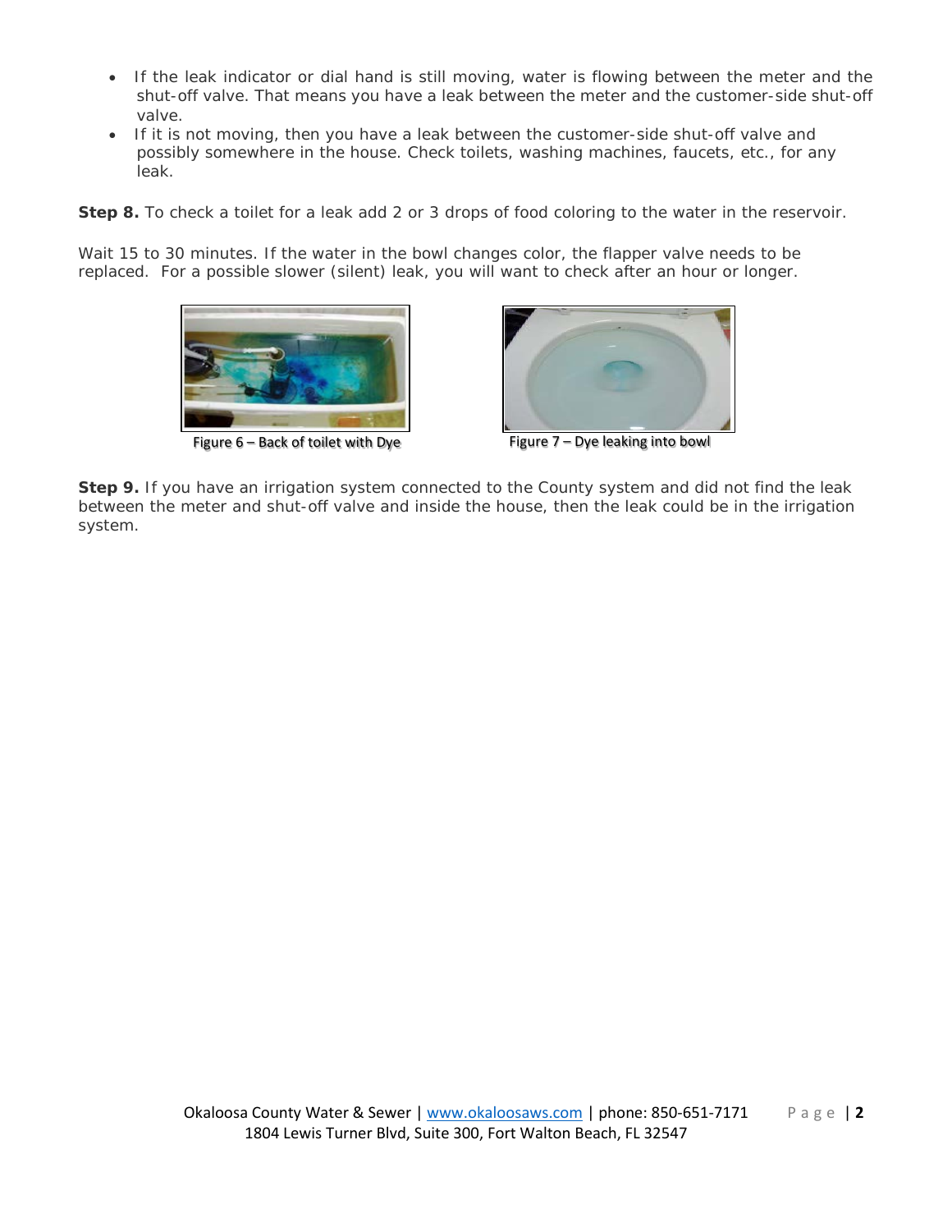- If the leak indicator or dial hand is still moving, water is flowing between the meter and the shut-off valve. That means you have a leak between the meter and the customer-side shut-off valve.
- If it is not moving, then you have a leak between the customer-side shut-off valve and possibly somewhere in the house. Check toilets, washing machines, faucets, etc., for any leak.

**Step 8.** To check a toilet for a leak add 2 or 3 drops of food coloring to the water in the reservoir.

Wait 15 to 30 minutes. If the water in the bowl changes color, the flapper valve needs to be replaced. For a possible slower (silent) leak, you will want to check after an hour or longer.

Figure 6 – Back of toilet with Dye

Figure 7 – Dye leaking into bowl

**Step 9.** If you have an irrigation system connected to the County system and did not find the leak between the meter and shut-off valve and inside the house, then the leak could be in the irrigation system.